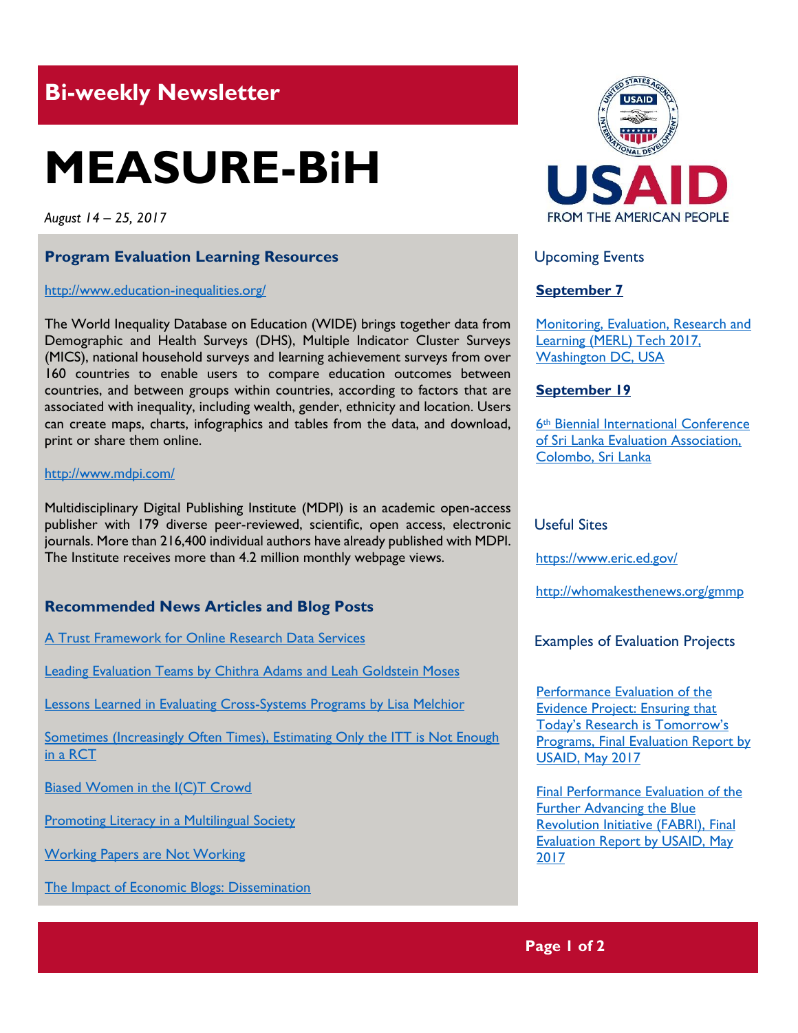## Bi-weekly Newsletter

# MEASURE-BiH

*August 14 – 25, 2017*

### Program Evaluation Learning Resources

http://www.education-inequalities.org/

The World Inequality Database on Education (WIDE) brings together data from Demographic and Health Surveys (DHS), Multiple Indicator Cluster Surveys (MICS), national household surveys and learning achievement surveys from over 160 countries to enable users to compare education outcomes between countries, and between groups within countries, according to factors that are associated with inequality, including wealth, gender, ethnicity and location. Users can create maps, charts, infographics and tables from the data, and download, print or share them online.

http://www.mdpi.com/

Multidisciplinary Digital Publishing Institute (MDPI) is an academic open-access publisher with 179 diverse peer-reviewed, scientific, open access, electronic journals. More than 216,400 individual authors have already published with MDPI. The Institute receives more than 4.2 million monthly webpage views.

### Recommended News Articles and Blog Posts

A Trust Framework for Online Research Data Services

Leading Evaluation Teams by Chithra Adams and Leah Goldstein Moses

Lessons Learned in Evaluating Cross-Systems Programs by Lisa Melchior

Sometimes (Increasingly Often Times), Estimating Only the ITT is Not Enough in a RCT

Biased Women in the I(C)T Crowd

Promoting Literacy in a Multilingual Society

Working Papers are Not Working

The Impact of Economic Blogs: Dissemination

### Upcoming Events

**September 7**

Monitoring, Evaluation, Research and Learning (MERL) Tech 2017, Washington DC, USA

**September 19**

6th Biennial International Conference of Sri Lanka Evaluation Association, Colombo, Sri Lanka

### Useful Sites

https://www.eric.ed.gov/

http://whomakesthenews.org/gmmp

### Examples of Evaluation Projects

Performance Evaluation of the Evidence Project: Ensuring that Today's Research is Tomorrow's Programs, Final Evaluation Report by USAID, May 2017

Final Performance Evaluation of the Further Advancing the Blue Revolution Initiative (FABRI), Final Evaluation Report by USAID, May 2017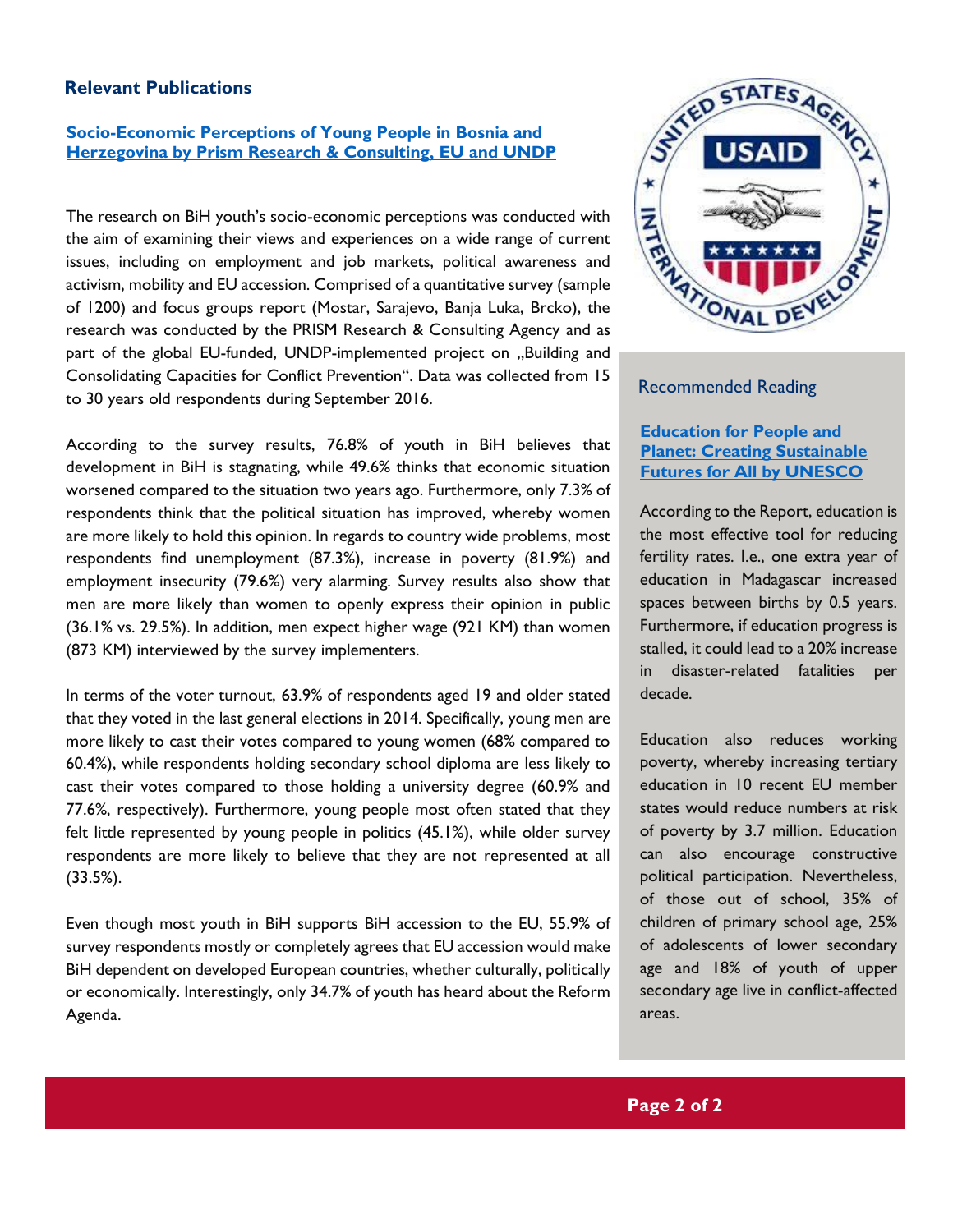## Relevant Publications

**Socio-Economic Perceptions of Young People in Bosnia and Herzegovina by Prism Research & Consulting, EU and UNDP**

The research on BiH youth's socio-economic perceptions was conducted with the aim of examining their views and experiences on a wide range of current issues, including on employment and job markets, political awareness and activism, mobility and EU accession. Comprised of a quantitative survey (sample of 1200) and focus groups report (Mostar, Sarajevo, Banja Luka, Brcko), the research was conducted by the PRISM Research & Consulting Agency and as part of the global EU-funded, UNDP-implemented project on „Building and Consolidating Capacities for Conflict Prevention". Data was collected from 15 to 30 years old respondents during September 2016.

According to the survey results, 76.8% of youth in BiH believes that development in BiH is stagnating, while 49.6% thinks that economic situation worsened compared to the situation two years ago. Furthermore, only 7.3% of respondents think that the political situation has improved, whereby women are more likely to hold this opinion. In regards to country wide problems, most respondents find unemployment (87.3%), increase in poverty (81.9%) and employment insecurity (79.6%) very alarming. Survey results also show that men are more likely than women to openly express their opinion in public (36.1% vs. 29.5%). In addition, men expect higher wage (921 KM) than women (873 KM) interviewed by the survey implementers.

In terms of the voter turnout, 63.9% of respondents aged 19 and older stated that they voted in the last general elections in 2014. Specifically, young men are more likely to cast their votes compared to young women (68% compared to 60.4%), while respondents holding secondary school diploma are less likely to cast their votes compared to those holding a university degree (60.9% and 77.6%, respectively). Furthermore, young people most often stated that they felt little represented by young people in politics (45.1%), while older survey respondents are more likely to believe that they are not represented at all (33.5%).

Even though most youth in BiH supports BiH accession to the EU, 55.9% of survey respondents mostly or completely agrees that EU accession would make BiH dependent on developed European countries, whether culturally, politically or economically. Interestingly, only 34.7% of youth has heard about the Reform Agenda.

### Recommended Reading

**Education for People and Planet: Creating Sustainable Futures for All by UNESCO**

According to the Report, education is the most effective tool for reducing fertility rates. I.e., one extra year of education in Madagascar increased spaces between births by 0.5 years. Furthermore, if education progress is stalled, it could lead to a 20% increase in disaster-related fatalities per decade.

Education also reduces working poverty, whereby increasing tertiary education in 10 recent EU member states would reduce numbers at risk of poverty by 3.7 million. Education can also encourage constructive political participation. Nevertheless, of those out of school, 35% of children of primary school age, 25% of adolescents of lower secondary age and 18% of youth of upper secondary age live in conflict-affected areas.